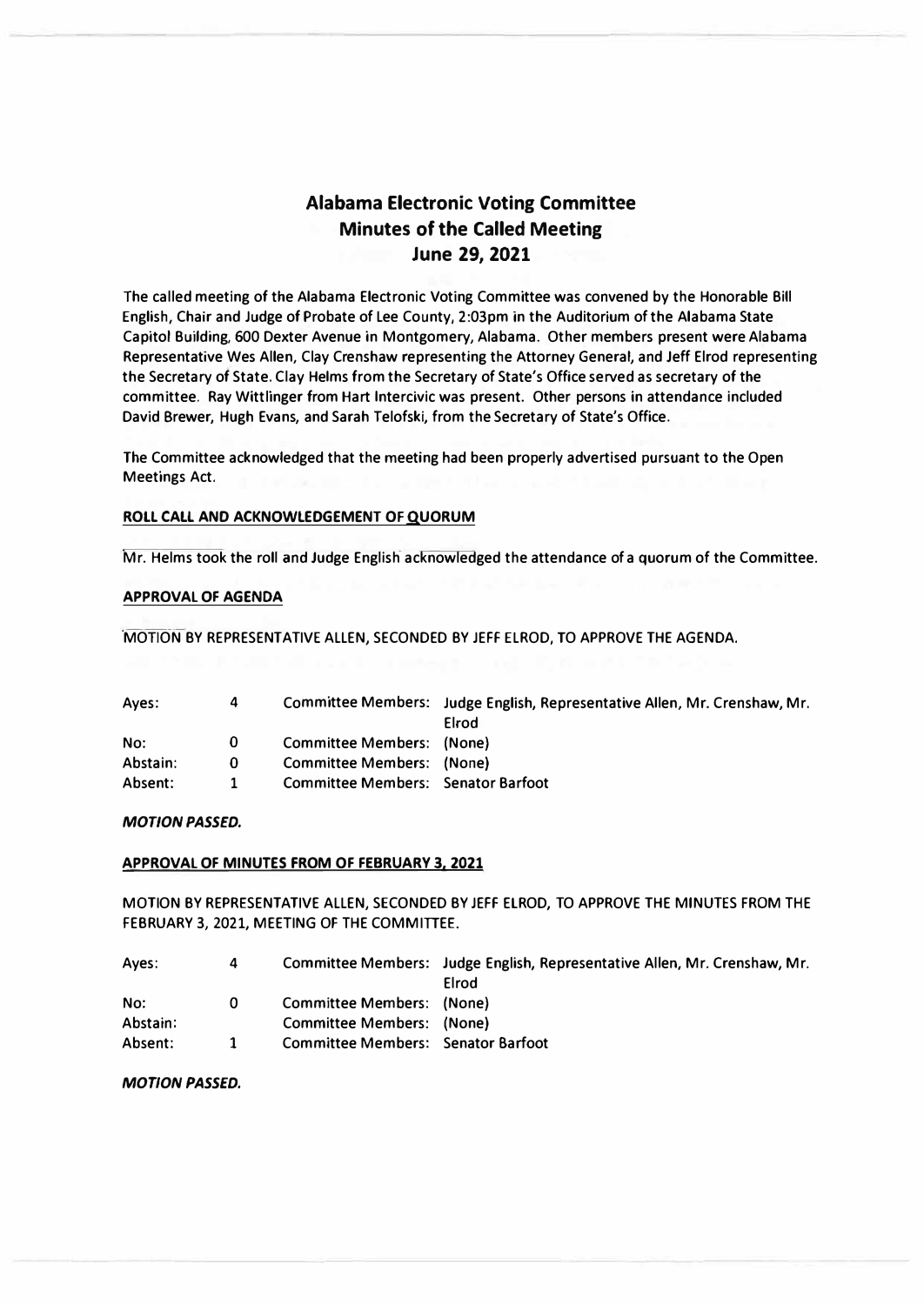# Alabama Electronic Voting Committee
## Minutes of the Called Meeting
## June 29, 2021

The called meeting of the Alabama Electronic Voting Committee was convened by the Honorable Bill English, Chair and Judge of Probate of Lee County, 2:03pm in the Auditorium of the Alabama State Capitol Building, 600 Dexter Avenue in Montgomery, Alabama. Other members present were Alabama Representative Wes Allen, Clay Crenshaw representing the Attorney General, and Jeff Elrod representing the Secretary of State. Clay Helms from the Secretary of State's Office served as secretary of the committee. Ray Wittlinger from Hart Intercivic was present. Other persons in attendance included David Brewer, Hugh Evans, and Sarah Telofski, from the Secretary of State's Office.

The Committee acknowledged that the meeting had been properly advertised pursuant to the Open Meetings Act.

**ROLL CALL AND ACKNOWLEDGEMENT OF QUORUM**

Mr. Helms took the roll and Judge English acknowledged the attendance of a quorum of the Committee.

**APPROVAL OF AGENDA**

MOTION BY REPRESENTATIVE ALLEN, SECONDED BY JEFF ELROD, TO APPROVE THE AGENDA.

| | | | |
|---|---|---|---|
| Ayes: | 4 | Committee Members: | Judge English, Representative Allen, Mr. Crenshaw, Mr. Elrod |
| No: | 0 | Committee Members: | (None) |
| Abstain: | 0 | Committee Members: | (None) |
| Absent: | 1 | Committee Members: | Senator Barfoot |

***MOTION PASSED.***

**APPROVAL OF MINUTES FROM OF FEBRUARY 3, 2021**

MOTION BY REPRESENTATIVE ALLEN, SECONDED BY JEFF ELROD, TO APPROVE THE MINUTES FROM THE FEBRUARY 3, 2021, MEETING OF THE COMMITTEE.

| | | | |
|---|---|---|---|
| Ayes: | 4 | Committee Members: | Judge English, Representative Allen, Mr. Crenshaw, Mr. Elrod |
| No: | 0 | Committee Members: | (None) |
| Abstain: | | Committee Members: | (None) |
| Absent: | 1 | Committee Members: | Senator Barfoot |

***MOTION PASSED.***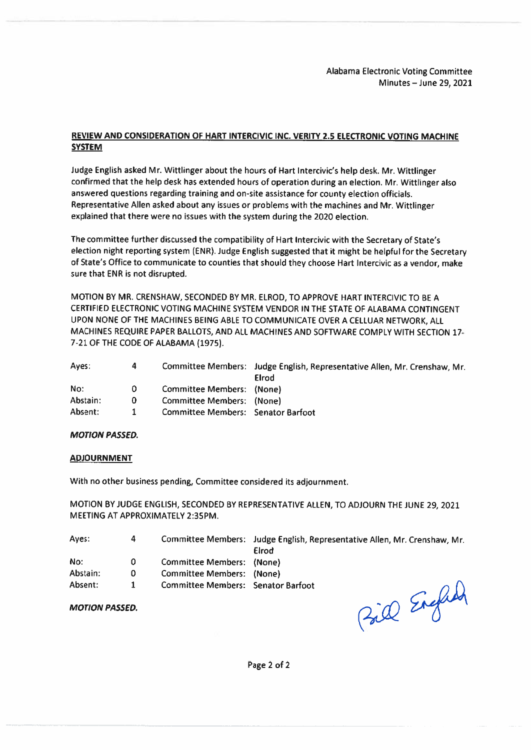Alabama Electronic Voting Committee
Minutes – June 29, 2021

**REVIEW AND CONSIDERATION OF HART INTERCIVIC INC. VERITY 2.5 ELECTRONIC VOTING MACHINE SYSTEM**

Judge English asked Mr. Wittlinger about the hours of Hart Intercivic's help desk. Mr. Wittlinger confirmed that the help desk has extended hours of operation during an election. Mr. Wittlinger also answered questions regarding training and on-site assistance for county election officials. Representative Allen asked about any issues or problems with the machines and Mr. Wittlinger explained that there were no issues with the system during the 2020 election.

The committee further discussed the compatibility of Hart Intercivic with the Secretary of State's election night reporting system (ENR). Judge English suggested that it might be helpful for the Secretary of State's Office to communicate to counties that should they choose Hart Intercivic as a vendor, make sure that ENR is not disrupted.

MOTION BY MR. CRENSHAW, SECONDED BY MR. ELROD, TO APPROVE HART INTERCIVIC TO BE A CERTIFIED ELECTRONIC VOTING MACHINE SYSTEM VENDOR IN THE STATE OF ALABAMA CONTINGENT UPON NONE OF THE MACHINES BEING ABLE TO COMMUNICATE OVER A CELLUAR NETWORK, ALL MACHINES REQUIRE PAPER BALLOTS, AND ALL MACHINES AND SOFTWARE COMPLY WITH SECTION 17-7-21 OF THE CODE OF ALABAMA (1975).

| | | | |
|---|---|---|---|
| Ayes: | 4 | Committee Members: | Judge English, Representative Allen, Mr. Crenshaw, Mr. Elrod |
| No: | 0 | Committee Members: | (None) |
| Abstain: | 0 | Committee Members: | (None) |
| Absent: | 1 | Committee Members: | Senator Barfoot |

***MOTION PASSED.***

**ADJOURNMENT**

With no other business pending, Committee considered its adjournment.

MOTION BY JUDGE ENGLISH, SECONDED BY REPRESENTATIVE ALLEN, TO ADJOURN THE JUNE 29, 2021 MEETING AT APPROXIMATELY 2:35PM.

| | | | |
|---|---|---|---|
| Ayes: | 4 | Committee Members: | Judge English, Representative Allen, Mr. Crenshaw, Mr. Elrod |
| No: | 0 | Committee Members: | (None) |
| Abstain: | 0 | Committee Members: | (None) |
| Absent: | 1 | Committee Members: | Senator Barfoot |

***MOTION PASSED.***

Bill English